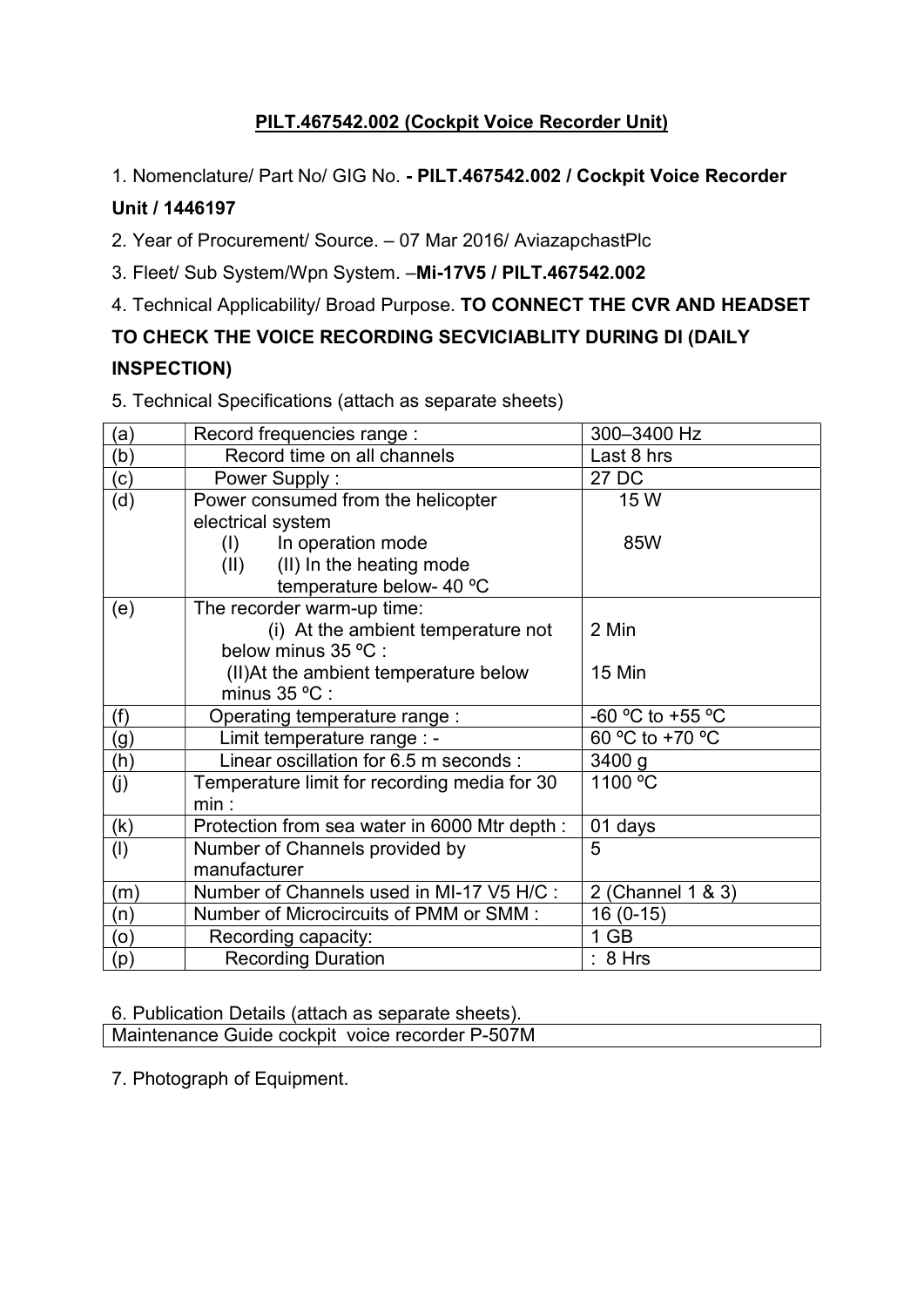# PILT.467542.002 (Cockpit Voice Recorder Unit)

1. Nomenclature/ Part No/ GIG No. **- PILT.467542.002 / Cockpit Voice Recorder Unit / 1446197**

2. Year of Procurement/ Source. – 07 Mar 2016/ AviazapchastPlc

3. Fleet/ Sub System/Wpn System. –**Mi-17V5 / PILT.467542.002**

4. Technical Applicability/ Broad Purpose. **TO CONNECT THE CVR AND HEADSET TO CHECK THE VOICE RECORDING SECVICIABLITY DURING DI (DAILY INSPECTION)**

5. Technical Specifications (attach as separate sheets)

| | | |
|---|---|---|
| (a) | Record frequencies range : | 300–3400 Hz |
| (b) | Record time on all channels | Last 8 hrs |
| (c) | Power Supply : | 27 DC |
| (d) | Power consumed from the helicopter electrical system<br>(I) In operation mode<br>(II) (II) In the heating mode temperature below- 40 ºC | <br>15 W<br>85W |
| (e) | The recorder warm-up time:<br>(i) At the ambient temperature not below minus 35 ºC :<br>(II)At the ambient temperature below minus 35 ºC : | <br>2 Min<br>15 Min |
| (f) | Operating temperature range : | -60 ºC to +55 ºC |
| (g) | Limit temperature range : - | 60 ºC to +70 ºC |
| (h) | Linear oscillation for 6.5 m seconds : | 3400 g |
| (j) | Temperature limit for recording media for 30 min : | 1100 ºC |
| (k) | Protection from sea water in 6000 Mtr depth : | 01 days |
| (l) | Number of Channels provided by manufacturer | 5 |
| (m) | Number of Channels used in MI-17 V5 H/C : | 2 (Channel 1 & 3) |
| (n) | Number of Microcircuits of PMM or SMM : | 16 (0-15) |
| (o) | Recording capacity: | 1 GB |
| (p) | Recording Duration | : 8 Hrs |

6. Publication Details (attach as separate sheets).

| Maintenance Guide cockpit voice recorder P-507M |
|---|

7. Photograph of Equipment.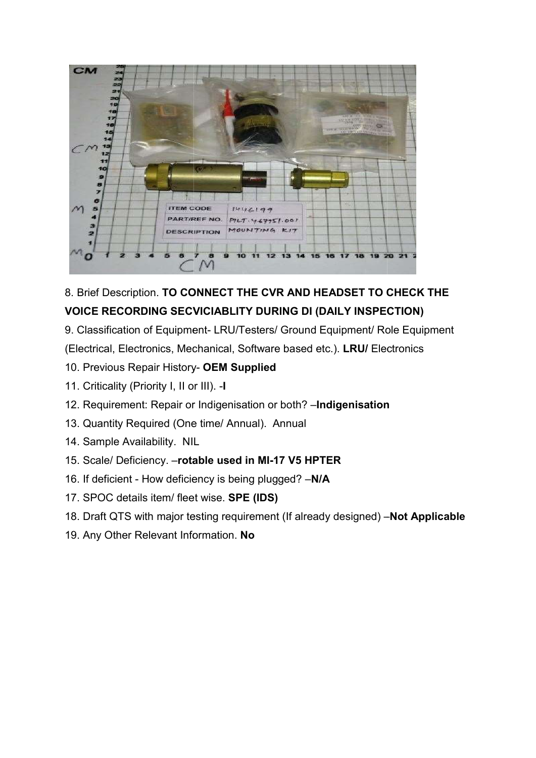8. Brief Description. **TO CONNECT THE CVR AND HEADSET TO CHECK THE VOICE RECORDING SECVICIABLITY DURING DI (DAILY INSPECTION)**

9. Classification of Equipment- LRU/Testers/ Ground Equipment/ Role Equipment (Electrical, Electronics, Mechanical, Software based etc.). **LRU/** Electronics

10. Previous Repair History- **OEM Supplied**

11. Criticality (Priority I, II or III). -**I**

12. Requirement: Repair or Indigenisation or both? –**Indigenisation**

13. Quantity Required (One time/ Annual). Annual

14. Sample Availability. NIL

15. Scale/ Deficiency. –**rotable used in MI-17 V5 HPTER**

16. If deficient - How deficiency is being plugged? –**N/A**

17. SPOC details item/ fleet wise. **SPE (IDS)**

18. Draft QTS with major testing requirement (If already designed) –**Not Applicable**

19. Any Other Relevant Information. **No**